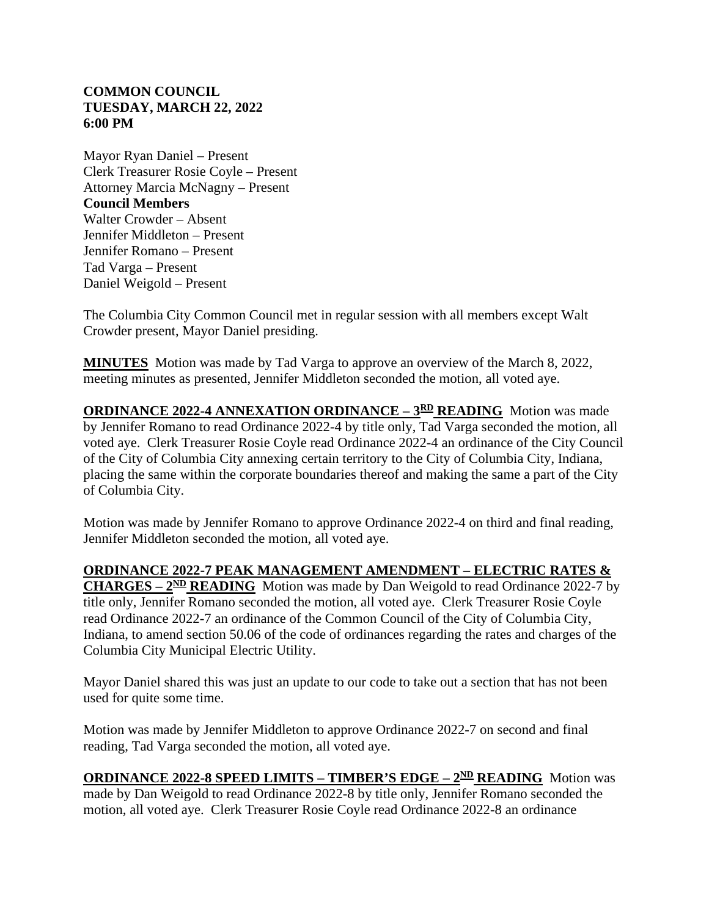**COMMON COUNCIL**
**TUESDAY, MARCH 22, 2022**
**6:00 PM**

Mayor Ryan Daniel – Present
Clerk Treasurer Rosie Coyle – Present
Attorney Marcia McNagny – Present
**Council Members**
Walter Crowder – Absent
Jennifer Middleton – Present
Jennifer Romano – Present
Tad Varga – Present
Daniel Weigold – Present

The Columbia City Common Council met in regular session with all members except Walt Crowder present, Mayor Daniel presiding.

**MINUTES** Motion was made by Tad Varga to approve an overview of the March 8, 2022, meeting minutes as presented, Jennifer Middleton seconded the motion, all voted aye.

**ORDINANCE 2022-4 ANNEXATION ORDINANCE – 3RD READING** Motion was made by Jennifer Romano to read Ordinance 2022-4 by title only, Tad Varga seconded the motion, all voted aye. Clerk Treasurer Rosie Coyle read Ordinance 2022-4 an ordinance of the City Council of the City of Columbia City annexing certain territory to the City of Columbia City, Indiana, placing the same within the corporate boundaries thereof and making the same a part of the City of Columbia City.

Motion was made by Jennifer Romano to approve Ordinance 2022-4 on third and final reading, Jennifer Middleton seconded the motion, all voted aye.

**ORDINANCE 2022-7 PEAK MANAGEMENT AMENDMENT – ELECTRIC RATES & CHARGES – 2ND READING** Motion was made by Dan Weigold to read Ordinance 2022-7 by title only, Jennifer Romano seconded the motion, all voted aye. Clerk Treasurer Rosie Coyle read Ordinance 2022-7 an ordinance of the Common Council of the City of Columbia City, Indiana, to amend section 50.06 of the code of ordinances regarding the rates and charges of the Columbia City Municipal Electric Utility.

Mayor Daniel shared this was just an update to our code to take out a section that has not been used for quite some time.

Motion was made by Jennifer Middleton to approve Ordinance 2022-7 on second and final reading, Tad Varga seconded the motion, all voted aye.

**ORDINANCE 2022-8 SPEED LIMITS – TIMBER'S EDGE – 2ND READING** Motion was made by Dan Weigold to read Ordinance 2022-8 by title only, Jennifer Romano seconded the motion, all voted aye. Clerk Treasurer Rosie Coyle read Ordinance 2022-8 an ordinance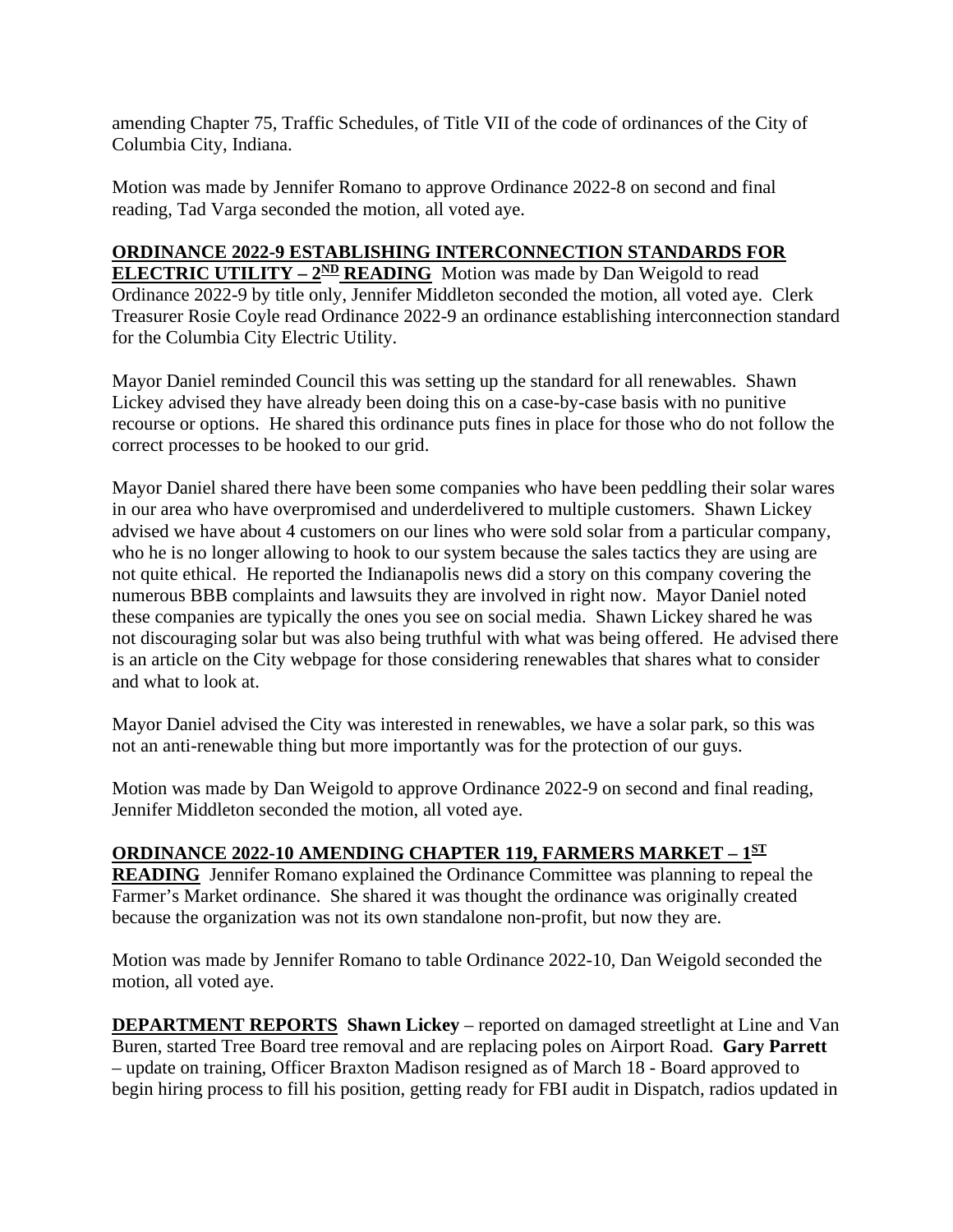amending Chapter 75, Traffic Schedules, of Title VII of the code of ordinances of the City of Columbia City, Indiana.

Motion was made by Jennifer Romano to approve Ordinance 2022-8 on second and final reading, Tad Varga seconded the motion, all voted aye.

**ORDINANCE 2022-9 ESTABLISHING INTERCONNECTION STANDARDS FOR ELECTRIC UTILITY – 2ND READING** Motion was made by Dan Weigold to read Ordinance 2022-9 by title only, Jennifer Middleton seconded the motion, all voted aye. Clerk Treasurer Rosie Coyle read Ordinance 2022-9 an ordinance establishing interconnection standard for the Columbia City Electric Utility.

Mayor Daniel reminded Council this was setting up the standard for all renewables. Shawn Lickey advised they have already been doing this on a case-by-case basis with no punitive recourse or options. He shared this ordinance puts fines in place for those who do not follow the correct processes to be hooked to our grid.

Mayor Daniel shared there have been some companies who have been peddling their solar wares in our area who have overpromised and underdelivered to multiple customers. Shawn Lickey advised we have about 4 customers on our lines who were sold solar from a particular company, who he is no longer allowing to hook to our system because the sales tactics they are using are not quite ethical. He reported the Indianapolis news did a story on this company covering the numerous BBB complaints and lawsuits they are involved in right now. Mayor Daniel noted these companies are typically the ones you see on social media. Shawn Lickey shared he was not discouraging solar but was also being truthful with what was being offered. He advised there is an article on the City webpage for those considering renewables that shares what to consider and what to look at.

Mayor Daniel advised the City was interested in renewables, we have a solar park, so this was not an anti-renewable thing but more importantly was for the protection of our guys.

Motion was made by Dan Weigold to approve Ordinance 2022-9 on second and final reading, Jennifer Middleton seconded the motion, all voted aye.

**ORDINANCE 2022-10 AMENDING CHAPTER 119, FARMERS MARKET – 1ST READING** Jennifer Romano explained the Ordinance Committee was planning to repeal the Farmer's Market ordinance. She shared it was thought the ordinance was originally created because the organization was not its own standalone non-profit, but now they are.

Motion was made by Jennifer Romano to table Ordinance 2022-10, Dan Weigold seconded the motion, all voted aye.

**DEPARTMENT REPORTS** **Shawn Lickey** – reported on damaged streetlight at Line and Van Buren, started Tree Board tree removal and are replacing poles on Airport Road. **Gary Parrett** – update on training, Officer Braxton Madison resigned as of March 18 - Board approved to begin hiring process to fill his position, getting ready for FBI audit in Dispatch, radios updated in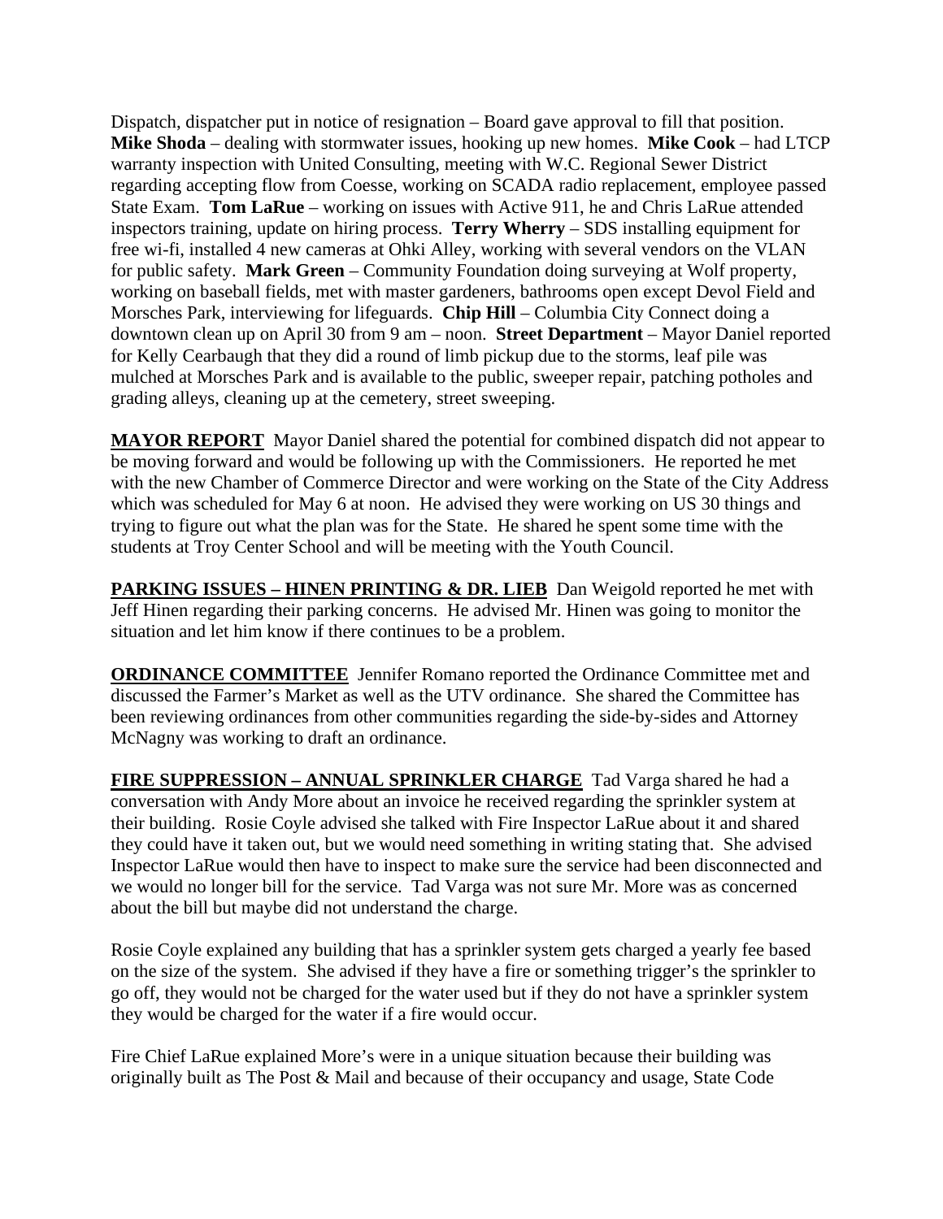Dispatch, dispatcher put in notice of resignation – Board gave approval to fill that position. **Mike Shoda** – dealing with stormwater issues, hooking up new homes. **Mike Cook** – had LTCP warranty inspection with United Consulting, meeting with W.C. Regional Sewer District regarding accepting flow from Coesse, working on SCADA radio replacement, employee passed State Exam. **Tom LaRue** – working on issues with Active 911, he and Chris LaRue attended inspectors training, update on hiring process. **Terry Wherry** – SDS installing equipment for free wi-fi, installed 4 new cameras at Ohki Alley, working with several vendors on the VLAN for public safety. **Mark Green** – Community Foundation doing surveying at Wolf property, working on baseball fields, met with master gardeners, bathrooms open except Devol Field and Morsches Park, interviewing for lifeguards. **Chip Hill** – Columbia City Connect doing a downtown clean up on April 30 from 9 am – noon. **Street Department** – Mayor Daniel reported for Kelly Cearbaugh that they did a round of limb pickup due to the storms, leaf pile was mulched at Morsches Park and is available to the public, sweeper repair, patching potholes and grading alleys, cleaning up at the cemetery, street sweeping.

**MAYOR REPORT** Mayor Daniel shared the potential for combined dispatch did not appear to be moving forward and would be following up with the Commissioners. He reported he met with the new Chamber of Commerce Director and were working on the State of the City Address which was scheduled for May 6 at noon. He advised they were working on US 30 things and trying to figure out what the plan was for the State. He shared he spent some time with the students at Troy Center School and will be meeting with the Youth Council.

**PARKING ISSUES – HINEN PRINTING & DR. LIEB** Dan Weigold reported he met with Jeff Hinen regarding their parking concerns. He advised Mr. Hinen was going to monitor the situation and let him know if there continues to be a problem.

**ORDINANCE COMMITTEE** Jennifer Romano reported the Ordinance Committee met and discussed the Farmer's Market as well as the UTV ordinance. She shared the Committee has been reviewing ordinances from other communities regarding the side-by-sides and Attorney McNagny was working to draft an ordinance.

**FIRE SUPPRESSION – ANNUAL SPRINKLER CHARGE** Tad Varga shared he had a conversation with Andy More about an invoice he received regarding the sprinkler system at their building. Rosie Coyle advised she talked with Fire Inspector LaRue about it and shared they could have it taken out, but we would need something in writing stating that. She advised Inspector LaRue would then have to inspect to make sure the service had been disconnected and we would no longer bill for the service. Tad Varga was not sure Mr. More was as concerned about the bill but maybe did not understand the charge.

Rosie Coyle explained any building that has a sprinkler system gets charged a yearly fee based on the size of the system. She advised if they have a fire or something trigger's the sprinkler to go off, they would not be charged for the water used but if they do not have a sprinkler system they would be charged for the water if a fire would occur.

Fire Chief LaRue explained More's were in a unique situation because their building was originally built as The Post & Mail and because of their occupancy and usage, State Code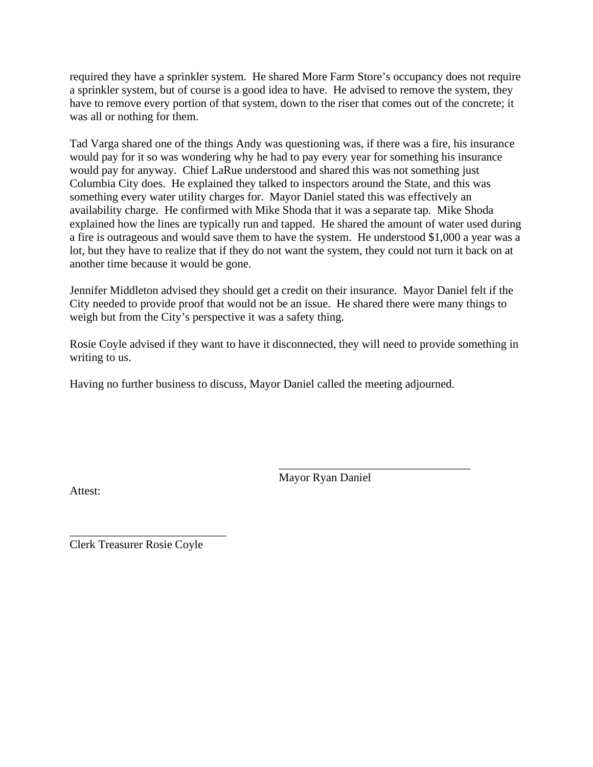required they have a sprinkler system. He shared More Farm Store's occupancy does not require a sprinkler system, but of course is a good idea to have. He advised to remove the system, they have to remove every portion of that system, down to the riser that comes out of the concrete; it was all or nothing for them.

Tad Varga shared one of the things Andy was questioning was, if there was a fire, his insurance would pay for it so was wondering why he had to pay every year for something his insurance would pay for anyway. Chief LaRue understood and shared this was not something just Columbia City does. He explained they talked to inspectors around the State, and this was something every water utility charges for. Mayor Daniel stated this was effectively an availability charge. He confirmed with Mike Shoda that it was a separate tap. Mike Shoda explained how the lines are typically run and tapped. He shared the amount of water used during a fire is outrageous and would save them to have the system. He understood $1,000 a year was a lot, but they have to realize that if they do not want the system, they could not turn it back on at another time because it would be gone.

Jennifer Middleton advised they should get a credit on their insurance. Mayor Daniel felt if the City needed to provide proof that would not be an issue. He shared there were many things to weigh but from the City's perspective it was a safety thing.

Rosie Coyle advised if they want to have it disconnected, they will need to provide something in writing to us.

Having no further business to discuss, Mayor Daniel called the meeting adjourned.

\_\_\_\_\_\_\_\_\_\_\_\_\_\_\_\_\_\_\_\_\_\_\_\_\_\_\_\_\_\_\_\_\_\_
Mayor Ryan Daniel

Attest:

\_\_\_\_\_\_\_\_\_\_\_\_\_\_\_\_\_\_\_\_\_\_\_\_\_\_\_
Clerk Treasurer Rosie Coyle